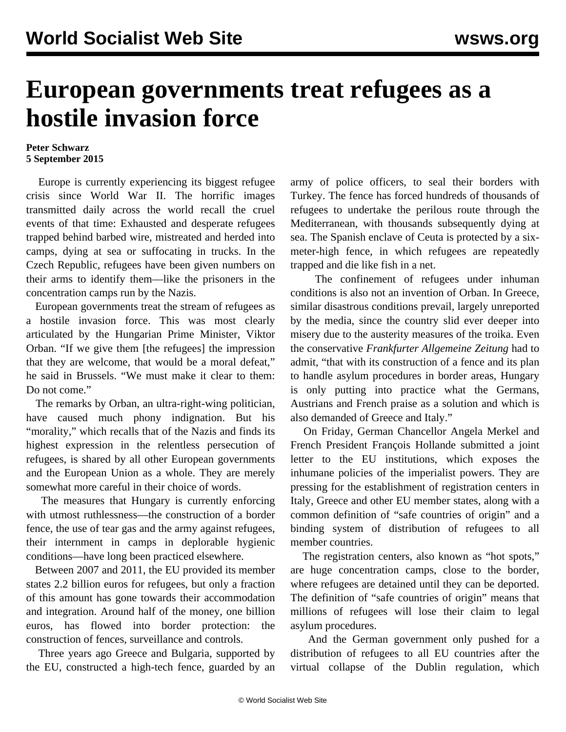# European governments treat refugees as a hostile invasion force

**Peter Schwarz**
**5 September 2015**

Europe is currently experiencing its biggest refugee crisis since World War II. The horrific images transmitted daily across the world recall the cruel events of that time: Exhausted and desperate refugees trapped behind barbed wire, mistreated and herded into camps, dying at sea or suffocating in trucks. In the Czech Republic, refugees have been given numbers on their arms to identify them—like the prisoners in the concentration camps run by the Nazis.

European governments treat the stream of refugees as a hostile invasion force. This was most clearly articulated by the Hungarian Prime Minister, Viktor Orban. "If we give them [the refugees] the impression that they are welcome, that would be a moral defeat," he said in Brussels. "We must make it clear to them: Do not come."

The remarks by Orban, an ultra-right-wing politician, have caused much phony indignation. But his "morality," which recalls that of the Nazis and finds its highest expression in the relentless persecution of refugees, is shared by all other European governments and the European Union as a whole. They are merely somewhat more careful in their choice of words.

The measures that Hungary is currently enforcing with utmost ruthlessness—the construction of a border fence, the use of tear gas and the army against refugees, their internment in camps in deplorable hygienic conditions—have long been practiced elsewhere.

Between 2007 and 2011, the EU provided its member states 2.2 billion euros for refugees, but only a fraction of this amount has gone towards their accommodation and integration. Around half of the money, one billion euros, has flowed into border protection: the construction of fences, surveillance and controls.

Three years ago Greece and Bulgaria, supported by the EU, constructed a high-tech fence, guarded by an army of police officers, to seal their borders with Turkey. The fence has forced hundreds of thousands of refugees to undertake the perilous route through the Mediterranean, with thousands subsequently dying at sea. The Spanish enclave of Ceuta is protected by a six-meter-high fence, in which refugees are repeatedly trapped and die like fish in a net.

The confinement of refugees under inhuman conditions is also not an invention of Orban. In Greece, similar disastrous conditions prevail, largely unreported by the media, since the country slid ever deeper into misery due to the austerity measures of the troika. Even the conservative *Frankfurter Allgemeine Zeitung* had to admit, "that with its construction of a fence and its plan to handle asylum procedures in border areas, Hungary is only putting into practice what the Germans, Austrians and French praise as a solution and which is also demanded of Greece and Italy."

On Friday, German Chancellor Angela Merkel and French President François Hollande submitted a joint letter to the EU institutions, which exposes the inhumane policies of the imperialist powers. They are pressing for the establishment of registration centers in Italy, Greece and other EU member states, along with a common definition of "safe countries of origin" and a binding system of distribution of refugees to all member countries.

The registration centers, also known as "hot spots," are huge concentration camps, close to the border, where refugees are detained until they can be deported. The definition of "safe countries of origin" means that millions of refugees will lose their claim to legal asylum procedures.

And the German government only pushed for a distribution of refugees to all EU countries after the virtual collapse of the Dublin regulation, which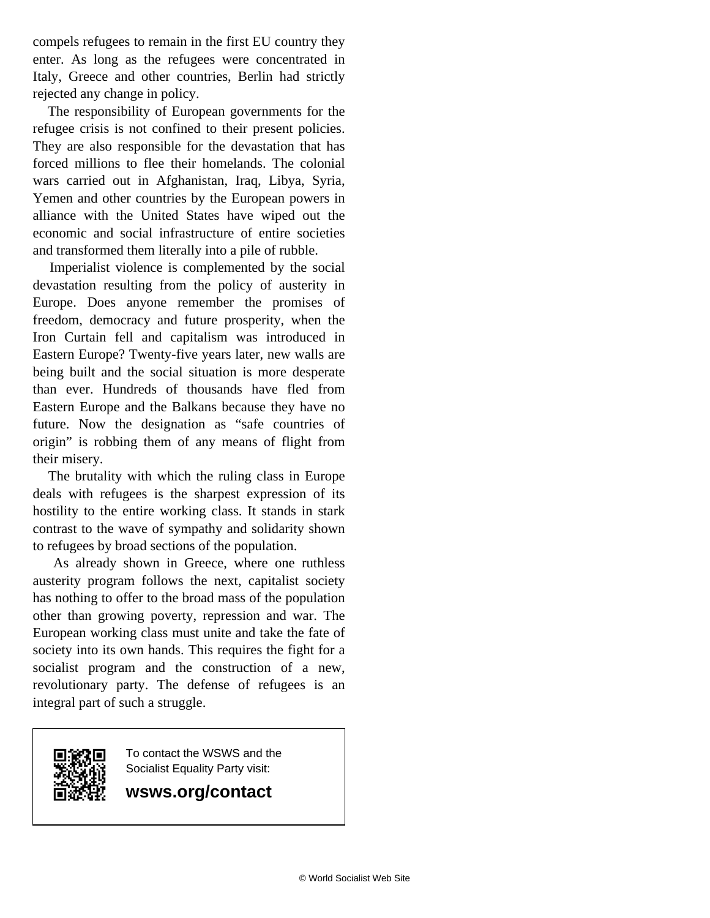compels refugees to remain in the first EU country they enter. As long as the refugees were concentrated in Italy, Greece and other countries, Berlin had strictly rejected any change in policy.

The responsibility of European governments for the refugee crisis is not confined to their present policies. They are also responsible for the devastation that has forced millions to flee their homelands. The colonial wars carried out in Afghanistan, Iraq, Libya, Syria, Yemen and other countries by the European powers in alliance with the United States have wiped out the economic and social infrastructure of entire societies and transformed them literally into a pile of rubble.

Imperialist violence is complemented by the social devastation resulting from the policy of austerity in Europe. Does anyone remember the promises of freedom, democracy and future prosperity, when the Iron Curtain fell and capitalism was introduced in Eastern Europe? Twenty-five years later, new walls are being built and the social situation is more desperate than ever. Hundreds of thousands have fled from Eastern Europe and the Balkans because they have no future. Now the designation as "safe countries of origin" is robbing them of any means of flight from their misery.

The brutality with which the ruling class in Europe deals with refugees is the sharpest expression of its hostility to the entire working class. It stands in stark contrast to the wave of sympathy and solidarity shown to refugees by broad sections of the population.

As already shown in Greece, where one ruthless austerity program follows the next, capitalist society has nothing to offer to the broad mass of the population other than growing poverty, repression and war. The European working class must unite and take the fate of society into its own hands. This requires the fight for a socialist program and the construction of a new, revolutionary party. The defense of refugees is an integral part of such a struggle.

To contact the WSWS and the Socialist Equality Party visit:

**wsws.org/contact**

© World Socialist Web Site